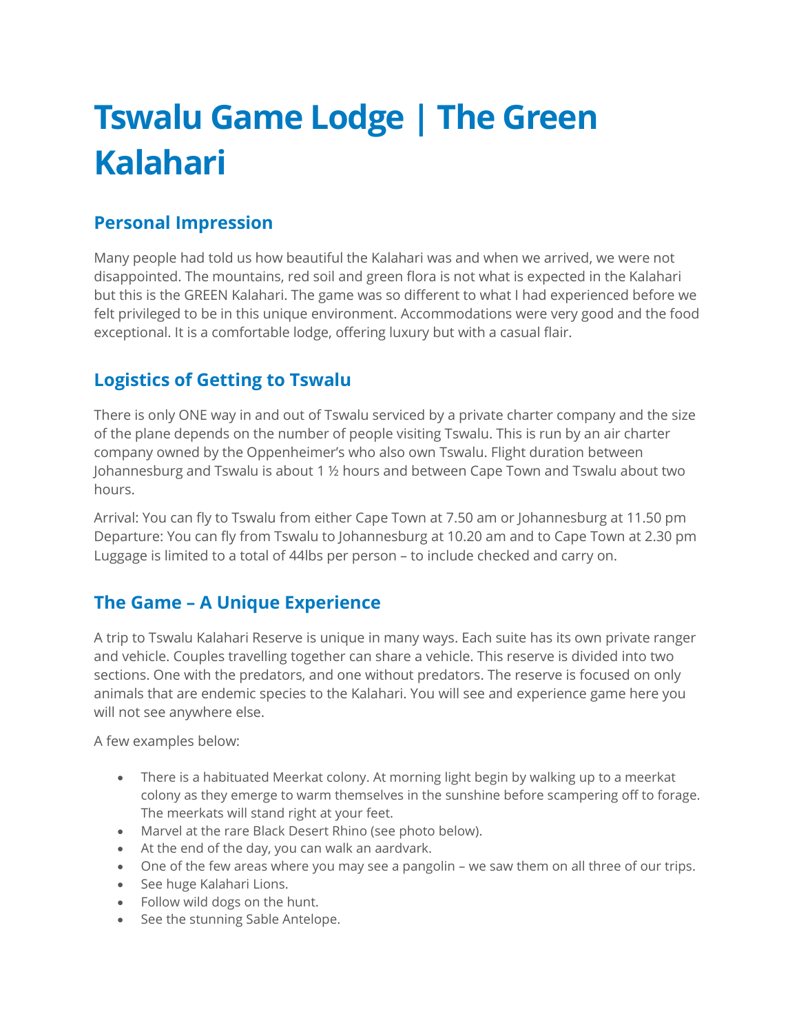# Tswalu Game Lodge | The Green Kalahari

## Personal Impression

Many people had told us how beautiful the Kalahari was and when we arrived, we were not disappointed. The mountains, red soil and green flora is not what is expected in the Kalahari but this is the GREEN Kalahari. The game was so different to what I had experienced before we felt privileged to be in this unique environment. Accommodations were very good and the food exceptional. It is a comfortable lodge, offering luxury but with a casual flair.

## Logistics of Getting to Tswalu

There is only ONE way in and out of Tswalu serviced by a private charter company and the size of the plane depends on the number of people visiting Tswalu. This is run by an air charter company owned by the Oppenheimer's who also own Tswalu. Flight duration between Johannesburg and Tswalu is about 1 ½ hours and between Cape Town and Tswalu about two hours.

Arrival: You can fly to Tswalu from either Cape Town at 7.50 am or Johannesburg at 11.50 pm
Departure: You can fly from Tswalu to Johannesburg at 10.20 am and to Cape Town at 2.30 pm
Luggage is limited to a total of 44lbs per person – to include checked and carry on.

## The Game – A Unique Experience

A trip to Tswalu Kalahari Reserve is unique in many ways. Each suite has its own private ranger and vehicle. Couples travelling together can share a vehicle. This reserve is divided into two sections. One with the predators, and one without predators. The reserve is focused on only animals that are endemic species to the Kalahari. You will see and experience game here you will not see anywhere else.

A few examples below:

- There is a habituated Meerkat colony. At morning light begin by walking up to a meerkat colony as they emerge to warm themselves in the sunshine before scampering off to forage. The meerkats will stand right at your feet.
- Marvel at the rare Black Desert Rhino (see photo below).
- At the end of the day, you can walk an aardvark.
- One of the few areas where you may see a pangolin – we saw them on all three of our trips.
- See huge Kalahari Lions.
- Follow wild dogs on the hunt.
- See the stunning Sable Antelope.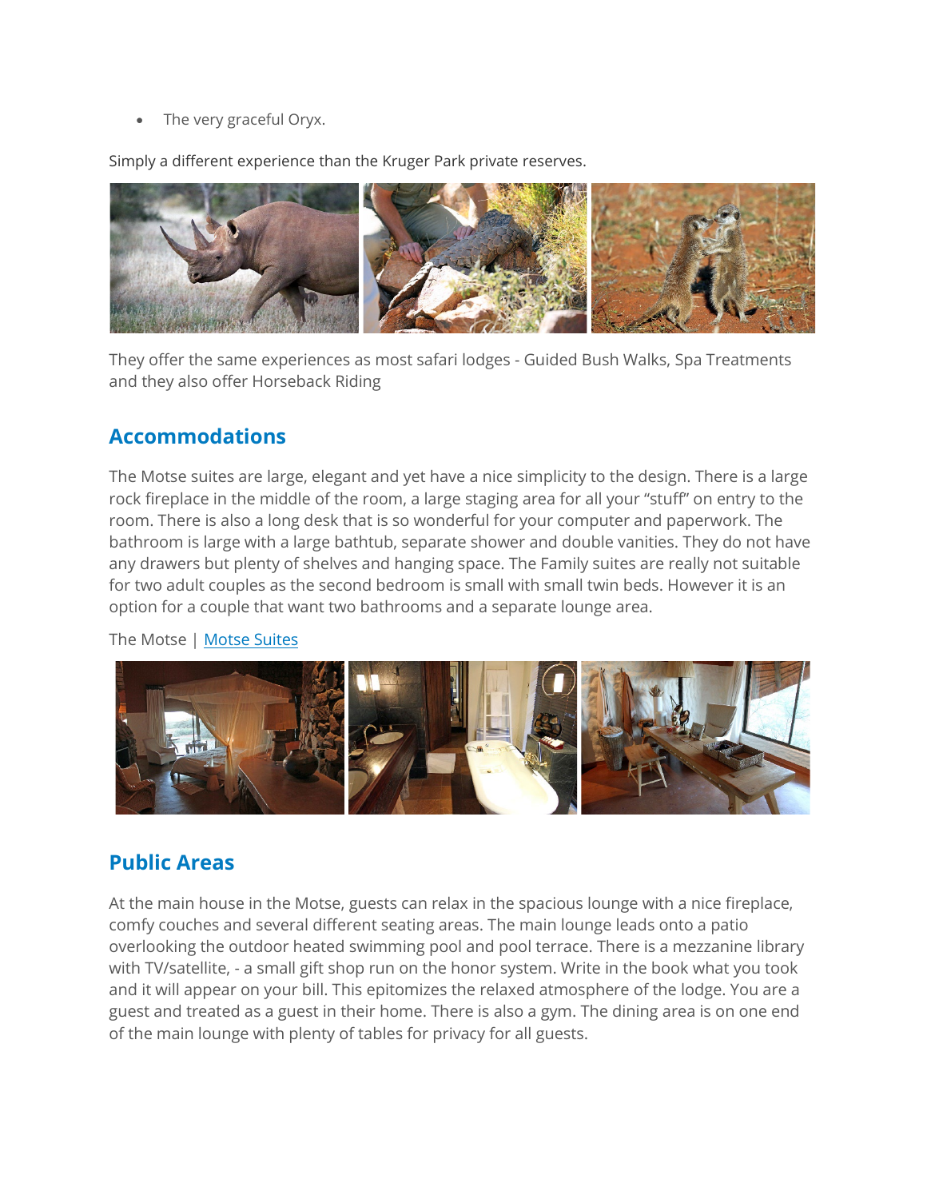- The very graceful Oryx.

Simply a different experience than the Kruger Park private reserves.

They offer the same experiences as most safari lodges - Guided Bush Walks, Spa Treatments and they also offer Horseback Riding

## Accommodations

The Motse suites are large, elegant and yet have a nice simplicity to the design. There is a large rock fireplace in the middle of the room, a large staging area for all your "stuff" on entry to the room. There is also a long desk that is so wonderful for your computer and paperwork. The bathroom is large with a large bathtub, separate shower and double vanities. They do not have any drawers but plenty of shelves and hanging space. The Family suites are really not suitable for two adult couples as the second bedroom is small with small twin beds. However it is an option for a couple that want two bathrooms and a separate lounge area.

The Motse | Motse Suites

## Public Areas

At the main house in the Motse, guests can relax in the spacious lounge with a nice fireplace, comfy couches and several different seating areas. The main lounge leads onto a patio overlooking the outdoor heated swimming pool and pool terrace. There is a mezzanine library with TV/satellite, - a small gift shop run on the honor system. Write in the book what you took and it will appear on your bill. This epitomizes the relaxed atmosphere of the lodge. You are a guest and treated as a guest in their home. There is also a gym. The dining area is on one end of the main lounge with plenty of tables for privacy for all guests.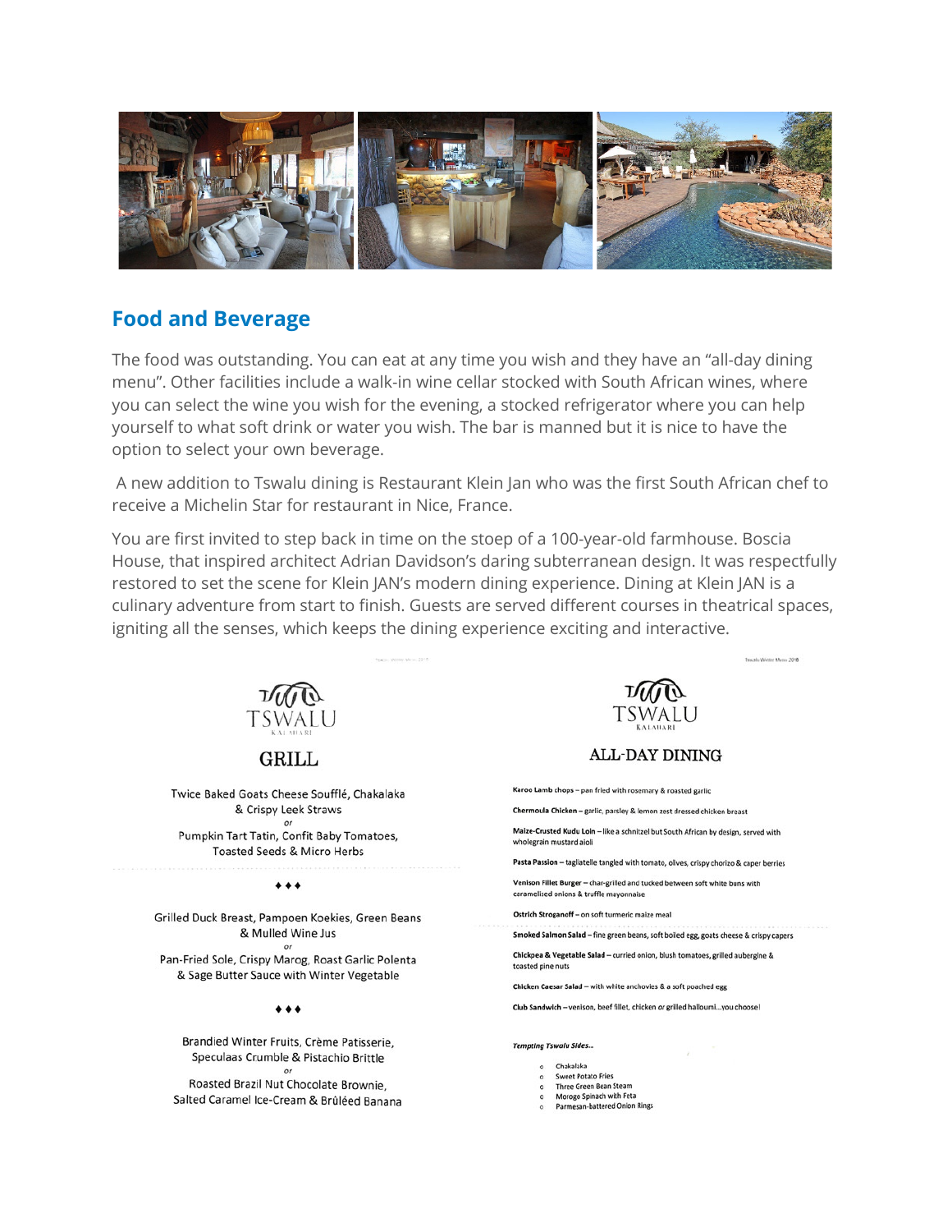## Food and Beverage

The food was outstanding. You can eat at any time you wish and they have an "all-day dining menu". Other facilities include a walk-in wine cellar stocked with South African wines, where you can select the wine you wish for the evening, a stocked refrigerator where you can help yourself to what soft drink or water you wish. The bar is manned but it is nice to have the option to select your own beverage.

A new addition to Tswalu dining is Restaurant Klein Jan who was the first South African chef to receive a Michelin Star for restaurant in Nice, France.

You are first invited to step back in time on the stoep of a 100-year-old farmhouse. Boscia House, that inspired architect Adrian Davidson's daring subterranean design. It was respectfully restored to set the scene for Klein JAN's modern dining experience. Dining at Klein JAN is a culinary adventure from start to finish. Guests are served different courses in theatrical spaces, igniting all the senses, which keeps the dining experience exciting and interactive.

### TSWALU KALAHARI — GRILL

Twice Baked Goats Cheese Soufflé, Chakalaka & Crispy Leek Straws
*or*
Pumpkin Tart Tatin, Confit Baby Tomatoes, Toasted Seeds & Micro Herbs

♦♦♦

Grilled Duck Breast, Pampoen Koekies, Green Beans & Mulled Wine Jus
*or*
Pan-Fried Sole, Crispy Marog, Roast Garlic Polenta & Sage Butter Sauce with Winter Vegetable

♦♦♦

Brandied Winter Fruits, Crème Patisserie, Speculaas Crumble & Pistachio Brittle
*or*
Roasted Brazil Nut Chocolate Brownie, Salted Caramel Ice-Cream & Brûléed Banana

### TSWALU KALAHARI — ALL-DAY DINING

**Karoo Lamb chops** – pan fried with rosemary & roasted garlic

**Chermoula Chicken** – garlic, parsley & lemon zest dressed chicken breast

**Maize-Crusted Kudu Loin** – like a schnitzel but South African by design, served with wholegrain mustard aioli

**Pasta Passion** – tagliatelle tangled with tomato, olives, crispy chorizo & caper berries

**Venison Fillet Burger** – char-grilled and tucked between soft white buns with caramelised onions & truffle mayonnaise

**Ostrich Stroganoff** – on soft turmeric maize meal

**Smoked Salmon Salad** – fine green beans, soft boiled egg, goats cheese & crispy capers

**Chickpea & Vegetable Salad** – curried onion, blush tomatoes, grilled aubergine & toasted pine nuts

**Chicken Caesar Salad** – with white anchovies & a soft poached egg

**Club Sandwich** – venison, beef fillet, chicken *or* grilled halloumi…you choose!

***Tempting Tswalu Sides…***

- Chakalaka
- Sweet Potato Fries
- Three Green Bean Steam
- Morogo Spinach with Feta
- Parmesan-battered Onion Rings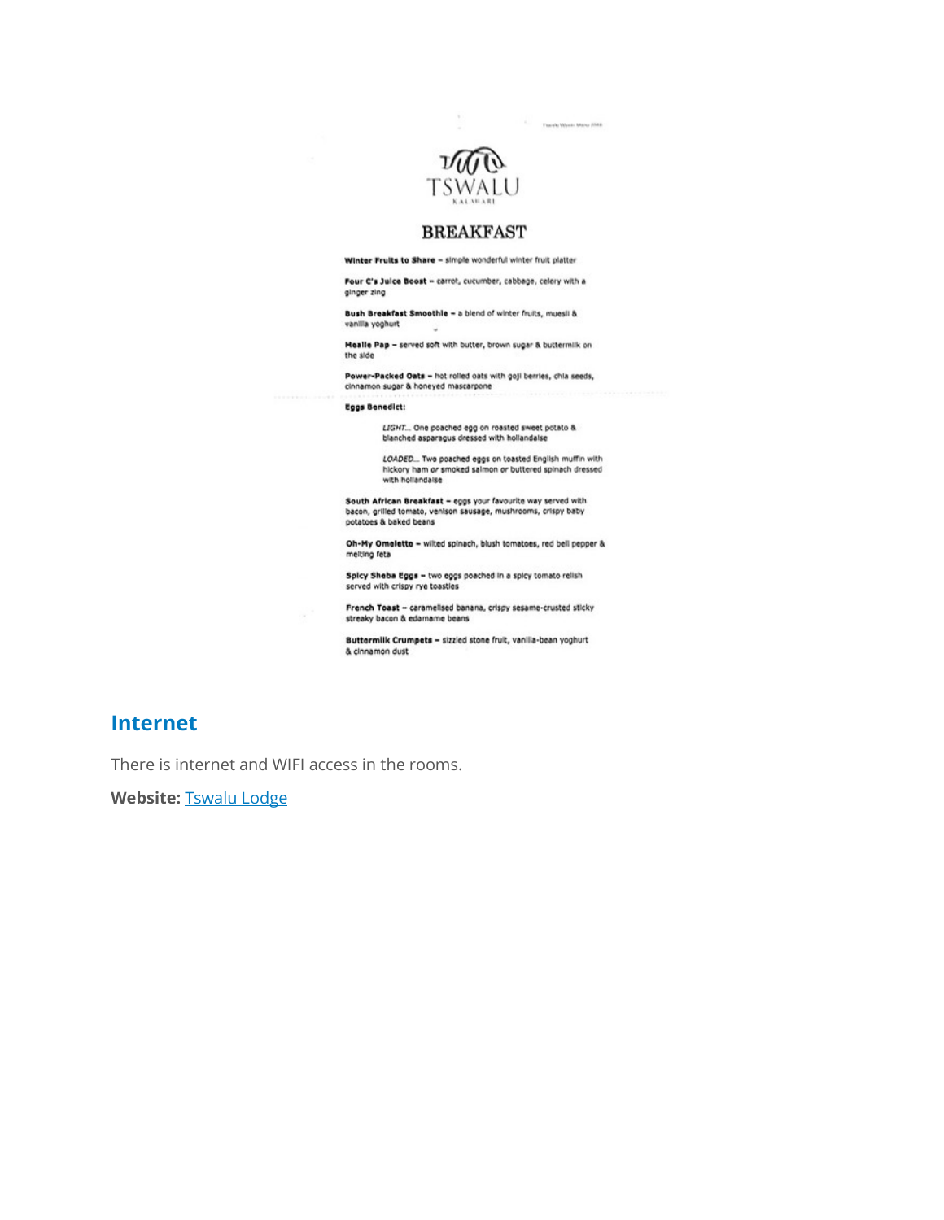TSWALU

KALAHARI

## BREAKFAST

**Winter Fruits to Share** – simple wonderful winter fruit platter

**Four C's Juice Boost** – carrot, cucumber, cabbage, celery with a ginger zing

**Bush Breakfast Smoothie** – a blend of winter fruits, muesli & vanilla yoghurt

**Mealie Pap** – served soft with butter, brown sugar & buttermilk on the side

**Power-Packed Oats** – hot rolled oats with goji berries, chia seeds, cinnamon sugar & honeyed mascarpone

**Eggs Benedict:**

*LIGHT*... One poached egg on roasted sweet potato & blanched asparagus dressed with hollandaise

*LOADED*... Two poached eggs on toasted English muffin with hickory ham *or* smoked salmon *or* buttered spinach dressed with hollandaise

**South African Breakfast** – eggs your favourite way served with bacon, grilled tomato, venison sausage, mushrooms, crispy baby potatoes & baked beans

**Oh-My Omelette** – wilted spinach, blush tomatoes, red bell pepper & melting feta

**Spicy Sheba Eggs** – two eggs poached in a spicy tomato relish served with crispy rye toasties

**French Toast** – caramelised banana, crispy sesame-crusted sticky streaky bacon & edamame beans

**Buttermilk Crumpets** – sizzled stone fruit, vanilla-bean yoghurt & cinnamon dust

## Internet

There is internet and WIFI access in the rooms.

**Website:** Tswalu Lodge